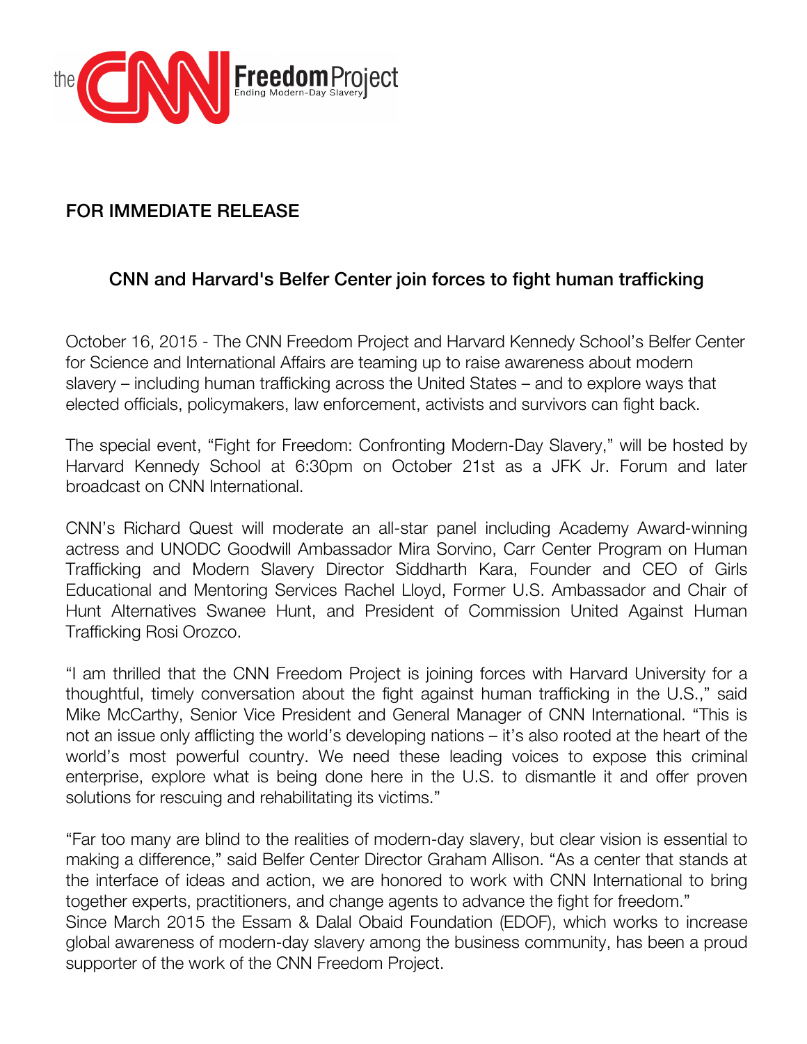the CNN Freedom Project
Ending Modern-Day Slavery

FOR IMMEDIATE RELEASE

## CNN and Harvard's Belfer Center join forces to fight human trafficking

October 16, 2015 - The CNN Freedom Project and Harvard Kennedy School's Belfer Center for Science and International Affairs are teaming up to raise awareness about modern slavery – including human trafficking across the United States – and to explore ways that elected officials, policymakers, law enforcement, activists and survivors can fight back.

The special event, "Fight for Freedom: Confronting Modern-Day Slavery," will be hosted by Harvard Kennedy School at 6:30pm on October 21st as a JFK Jr. Forum and later broadcast on CNN International.

CNN's Richard Quest will moderate an all-star panel including Academy Award-winning actress and UNODC Goodwill Ambassador Mira Sorvino, Carr Center Program on Human Trafficking and Modern Slavery Director Siddharth Kara, Founder and CEO of Girls Educational and Mentoring Services Rachel Lloyd, Former U.S. Ambassador and Chair of Hunt Alternatives Swanee Hunt, and President of Commission United Against Human Trafficking Rosi Orozco.

"I am thrilled that the CNN Freedom Project is joining forces with Harvard University for a thoughtful, timely conversation about the fight against human trafficking in the U.S.," said Mike McCarthy, Senior Vice President and General Manager of CNN International. "This is not an issue only afflicting the world's developing nations – it's also rooted at the heart of the world's most powerful country. We need these leading voices to expose this criminal enterprise, explore what is being done here in the U.S. to dismantle it and offer proven solutions for rescuing and rehabilitating its victims."

"Far too many are blind to the realities of modern-day slavery, but clear vision is essential to making a difference," said Belfer Center Director Graham Allison. "As a center that stands at the interface of ideas and action, we are honored to work with CNN International to bring together experts, practitioners, and change agents to advance the fight for freedom."

Since March 2015 the Essam & Dalal Obaid Foundation (EDOF), which works to increase global awareness of modern-day slavery among the business community, has been a proud supporter of the work of the CNN Freedom Project.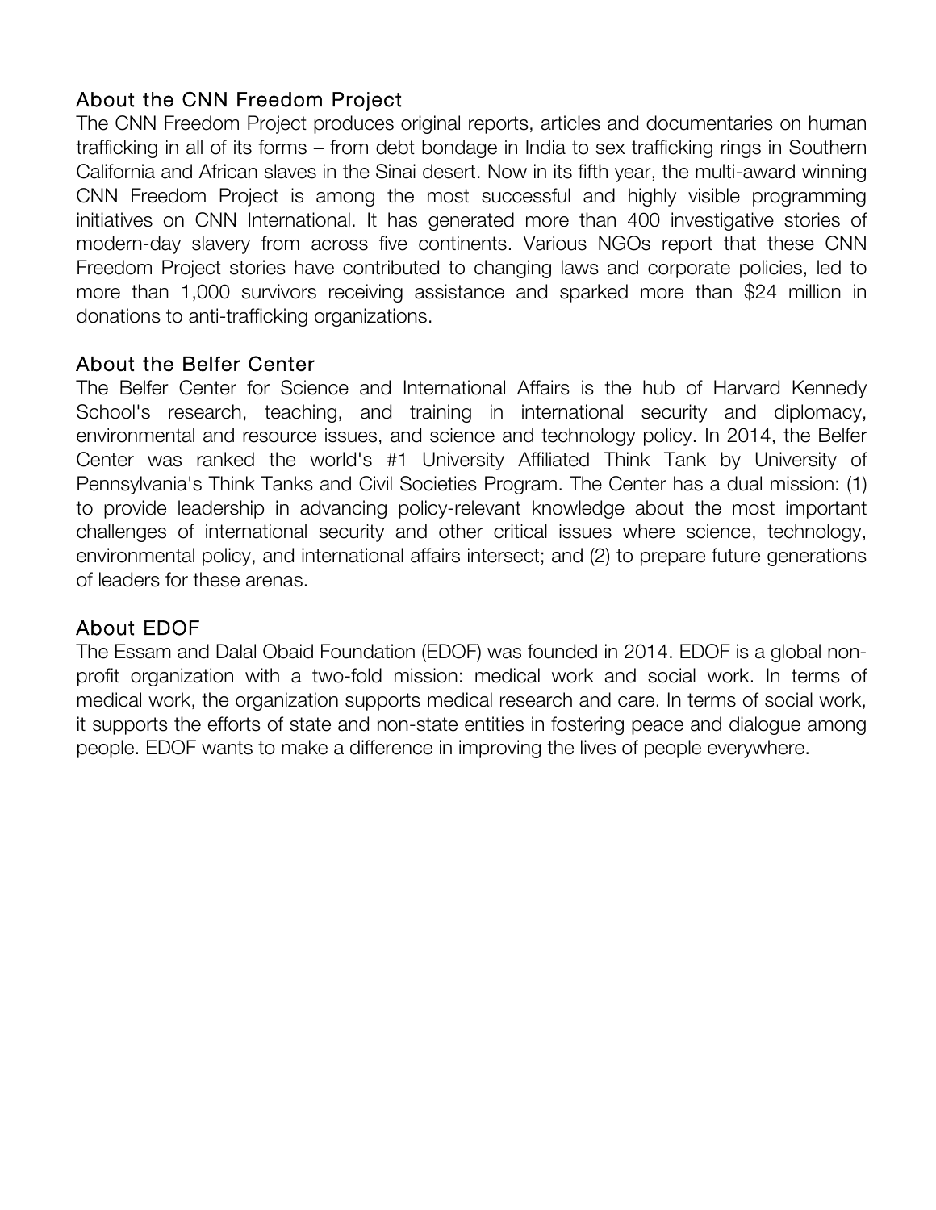## About the CNN Freedom Project

The CNN Freedom Project produces original reports, articles and documentaries on human trafficking in all of its forms – from debt bondage in India to sex trafficking rings in Southern California and African slaves in the Sinai desert. Now in its fifth year, the multi-award winning CNN Freedom Project is among the most successful and highly visible programming initiatives on CNN International. It has generated more than 400 investigative stories of modern-day slavery from across five continents. Various NGOs report that these CNN Freedom Project stories have contributed to changing laws and corporate policies, led to more than 1,000 survivors receiving assistance and sparked more than $24 million in donations to anti-trafficking organizations.

## About the Belfer Center

The Belfer Center for Science and International Affairs is the hub of Harvard Kennedy School's research, teaching, and training in international security and diplomacy, environmental and resource issues, and science and technology policy. In 2014, the Belfer Center was ranked the world's #1 University Affiliated Think Tank by University of Pennsylvania's Think Tanks and Civil Societies Program. The Center has a dual mission: (1) to provide leadership in advancing policy-relevant knowledge about the most important challenges of international security and other critical issues where science, technology, environmental policy, and international affairs intersect; and (2) to prepare future generations of leaders for these arenas.

## About EDOF

The Essam and Dalal Obaid Foundation (EDOF) was founded in 2014. EDOF is a global non-profit organization with a two-fold mission: medical work and social work. In terms of medical work, the organization supports medical research and care. In terms of social work, it supports the efforts of state and non-state entities in fostering peace and dialogue among people. EDOF wants to make a difference in improving the lives of people everywhere.